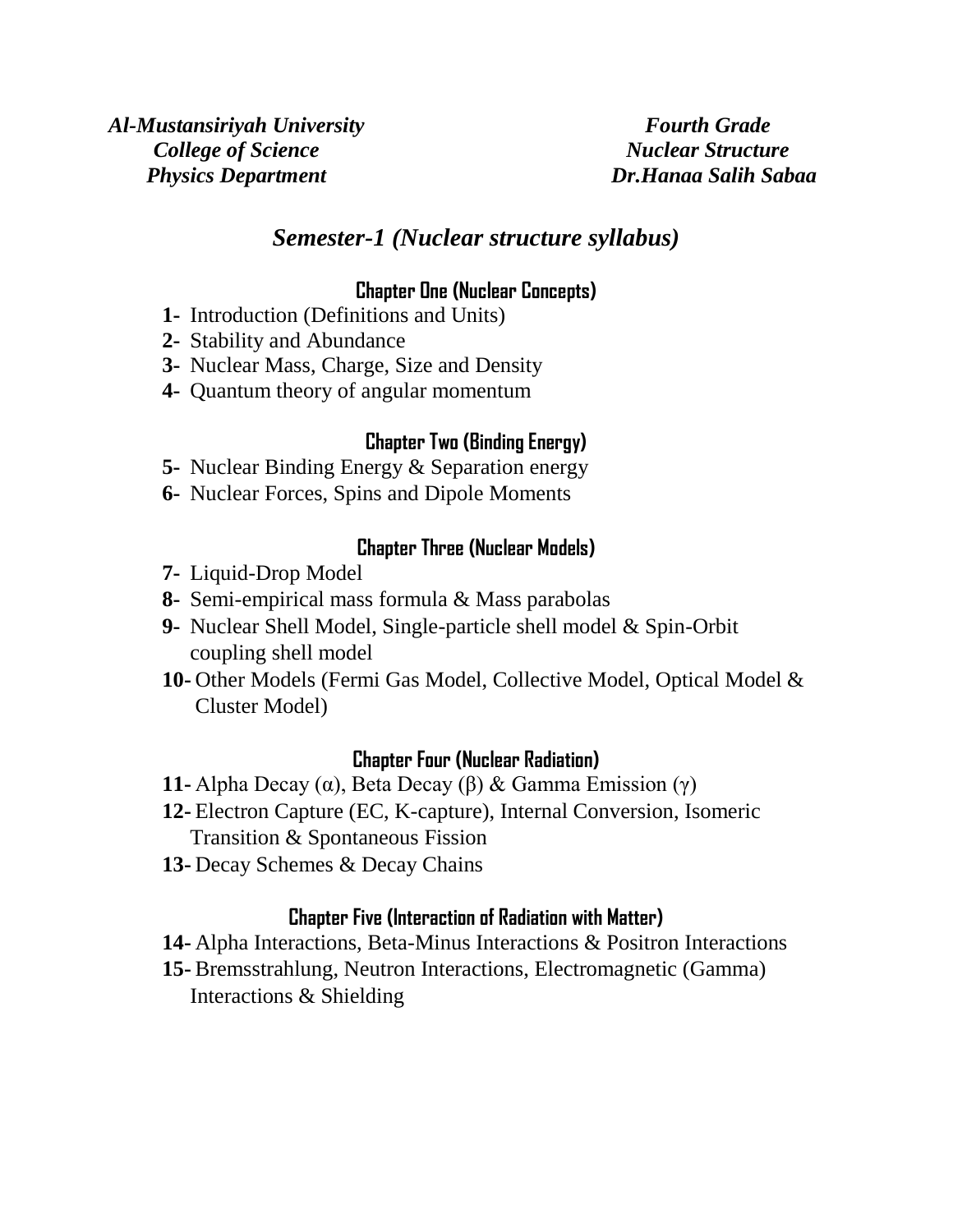*Al-Mustansiriyah University*
*College of Science*
*Physics Department*

*Fourth Grade*
*Nuclear Structure*
*Dr.Hanaa Salih Sabaa*

# *Semester-1 (Nuclear structure syllabus)*

## Chapter One (Nuclear Concepts)

**1-** Introduction (Definitions and Units)
**2-** Stability and Abundance
**3-** Nuclear Mass, Charge, Size and Density
**4-** Quantum theory of angular momentum

## Chapter Two (Binding Energy)

**5-** Nuclear Binding Energy & Separation energy
**6-** Nuclear Forces, Spins and Dipole Moments

## Chapter Three (Nuclear Models)

**7-** Liquid-Drop Model
**8-** Semi-empirical mass formula & Mass parabolas
**9-** Nuclear Shell Model, Single-particle shell model & Spin-Orbit coupling shell model
**10-** Other Models (Fermi Gas Model, Collective Model, Optical Model & Cluster Model)

## Chapter Four (Nuclear Radiation)

**11-** Alpha Decay ($\alpha$), Beta Decay ($\beta$) & Gamma Emission ($\gamma$)
**12-** Electron Capture (EC, K-capture), Internal Conversion, Isomeric Transition & Spontaneous Fission
**13-** Decay Schemes & Decay Chains

## Chapter Five (Interaction of Radiation with Matter)

**14-** Alpha Interactions, Beta-Minus Interactions & Positron Interactions
**15-** Bremsstrahlung, Neutron Interactions, Electromagnetic (Gamma) Interactions & Shielding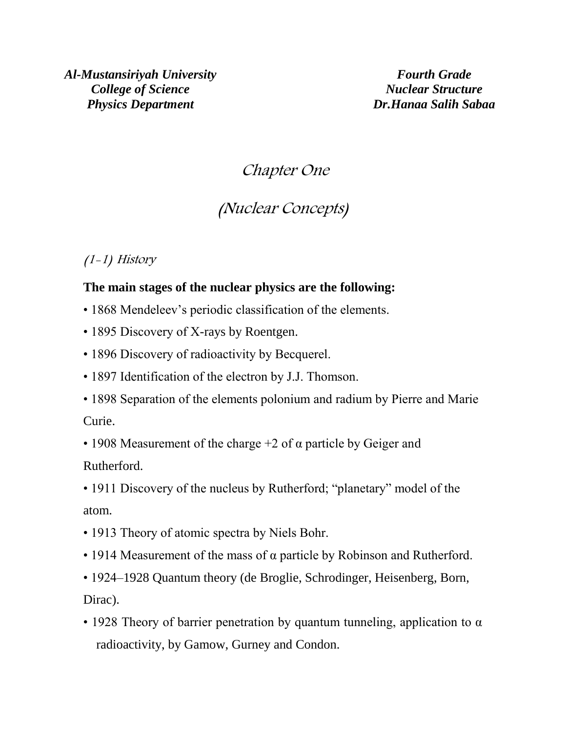Al-Mustansiriyah University
College of Science
Physics Department

Fourth Grade
Nuclear Structure
Dr.Hanaa Salih Sabaa

# Chapter One

# (Nuclear Concepts)

## (1-1) History

**The main stages of the nuclear physics are the following:**

- 1868 Mendeleev's periodic classification of the elements.
- 1895 Discovery of X-rays by Roentgen.
- 1896 Discovery of radioactivity by Becquerel.
- 1897 Identification of the electron by J.J. Thomson.
- 1898 Separation of the elements polonium and radium by Pierre and Marie Curie.
- 1908 Measurement of the charge +2 of α particle by Geiger and Rutherford.
- 1911 Discovery of the nucleus by Rutherford; "planetary" model of the atom.
- 1913 Theory of atomic spectra by Niels Bohr.
- 1914 Measurement of the mass of α particle by Robinson and Rutherford.
- 1924–1928 Quantum theory (de Broglie, Schrodinger, Heisenberg, Born, Dirac).
- 1928 Theory of barrier penetration by quantum tunneling, application to α radioactivity, by Gamow, Gurney and Condon.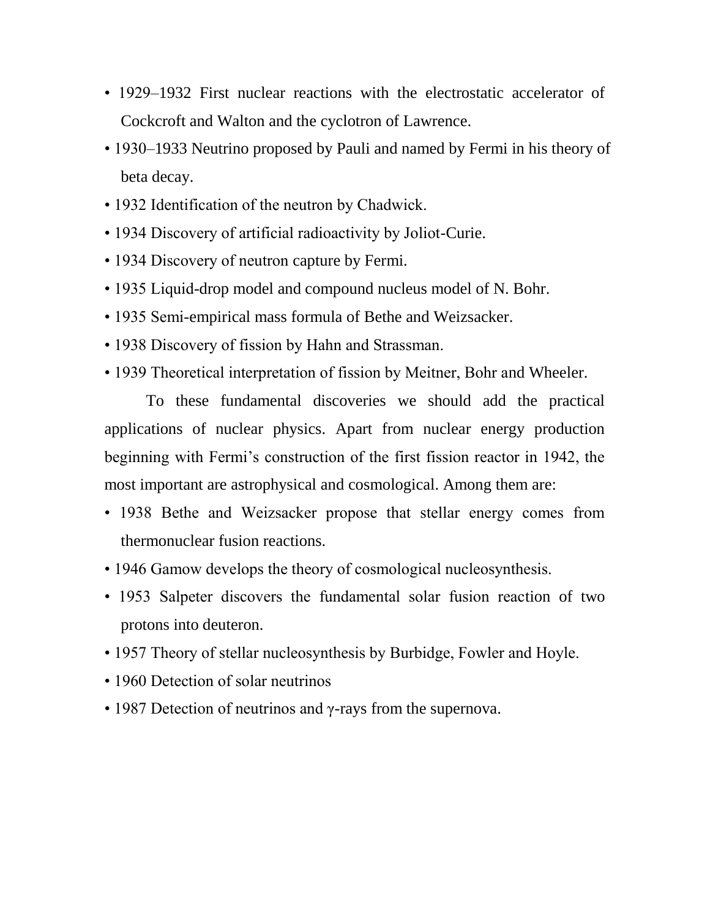- 1929–1932 First nuclear reactions with the electrostatic accelerator of Cockcroft and Walton and the cyclotron of Lawrence.
- 1930–1933 Neutrino proposed by Pauli and named by Fermi in his theory of beta decay.
- 1932 Identification of the neutron by Chadwick.
- 1934 Discovery of artificial radioactivity by Joliot-Curie.
- 1934 Discovery of neutron capture by Fermi.
- 1935 Liquid-drop model and compound nucleus model of N. Bohr.
- 1935 Semi-empirical mass formula of Bethe and Weizsacker.
- 1938 Discovery of fission by Hahn and Strassman.
- 1939 Theoretical interpretation of fission by Meitner, Bohr and Wheeler.

To these fundamental discoveries we should add the practical applications of nuclear physics. Apart from nuclear energy production beginning with Fermi's construction of the first fission reactor in 1942, the most important are astrophysical and cosmological. Among them are:

- 1938 Bethe and Weizsacker propose that stellar energy comes from thermonuclear fusion reactions.
- 1946 Gamow develops the theory of cosmological nucleosynthesis.
- 1953 Salpeter discovers the fundamental solar fusion reaction of two protons into deuteron.
- 1957 Theory of stellar nucleosynthesis by Burbidge, Fowler and Hoyle.
- 1960 Detection of solar neutrinos
- 1987 Detection of neutrinos and $\gamma$-rays from the supernova.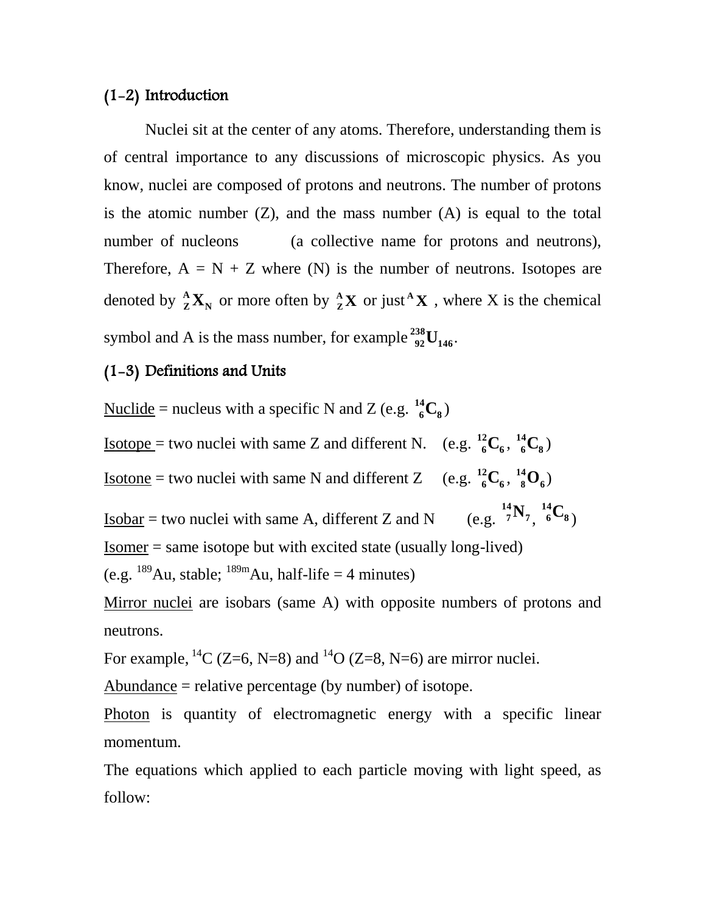## (1-2) Introduction

Nuclei sit at the center of any atoms. Therefore, understanding them is of central importance to any discussions of microscopic physics. As you know, nuclei are composed of protons and neutrons. The number of protons is the atomic number (Z), and the mass number (A) is equal to the total number of nucleons (a collective name for protons and neutrons), Therefore, A = N + Z where (N) is the number of neutrons. Isotopes are denoted by ${}^{A}_{Z}X_{N}$ or more often by ${}^{A}_{Z}X$ or just ${}^{A}X$ , where X is the chemical symbol and A is the mass number, for example ${}^{238}_{92}U_{146}$.

## (1-3) Definitions and Units

Nuclide = nucleus with a specific N and Z (e.g. ${}^{14}_{6}C_{8}$)

Isotope = two nuclei with same Z and different N. (e.g. ${}^{12}_{6}C_{6}$, ${}^{14}_{6}C_{8}$)

Isotone = two nuclei with same N and different Z (e.g. ${}^{12}_{6}C_{6}$, ${}^{14}_{8}O_{6}$)

Isobar = two nuclei with same A, different Z and N (e.g. ${}^{14}_{7}N_{7}$, ${}^{14}_{6}C_{8}$)

Isomer = same isotope but with excited state (usually long-lived)
(e.g. ${}^{189}Au$, stable; ${}^{189m}Au$, half-life = 4 minutes)

Mirror nuclei are isobars (same A) with opposite numbers of protons and neutrons.

For example, ${}^{14}C$ (Z=6, N=8) and ${}^{14}O$ (Z=8, N=6) are mirror nuclei.

Abundance = relative percentage (by number) of isotope.

Photon is quantity of electromagnetic energy with a specific linear momentum.

The equations which applied to each particle moving with light speed, as follow: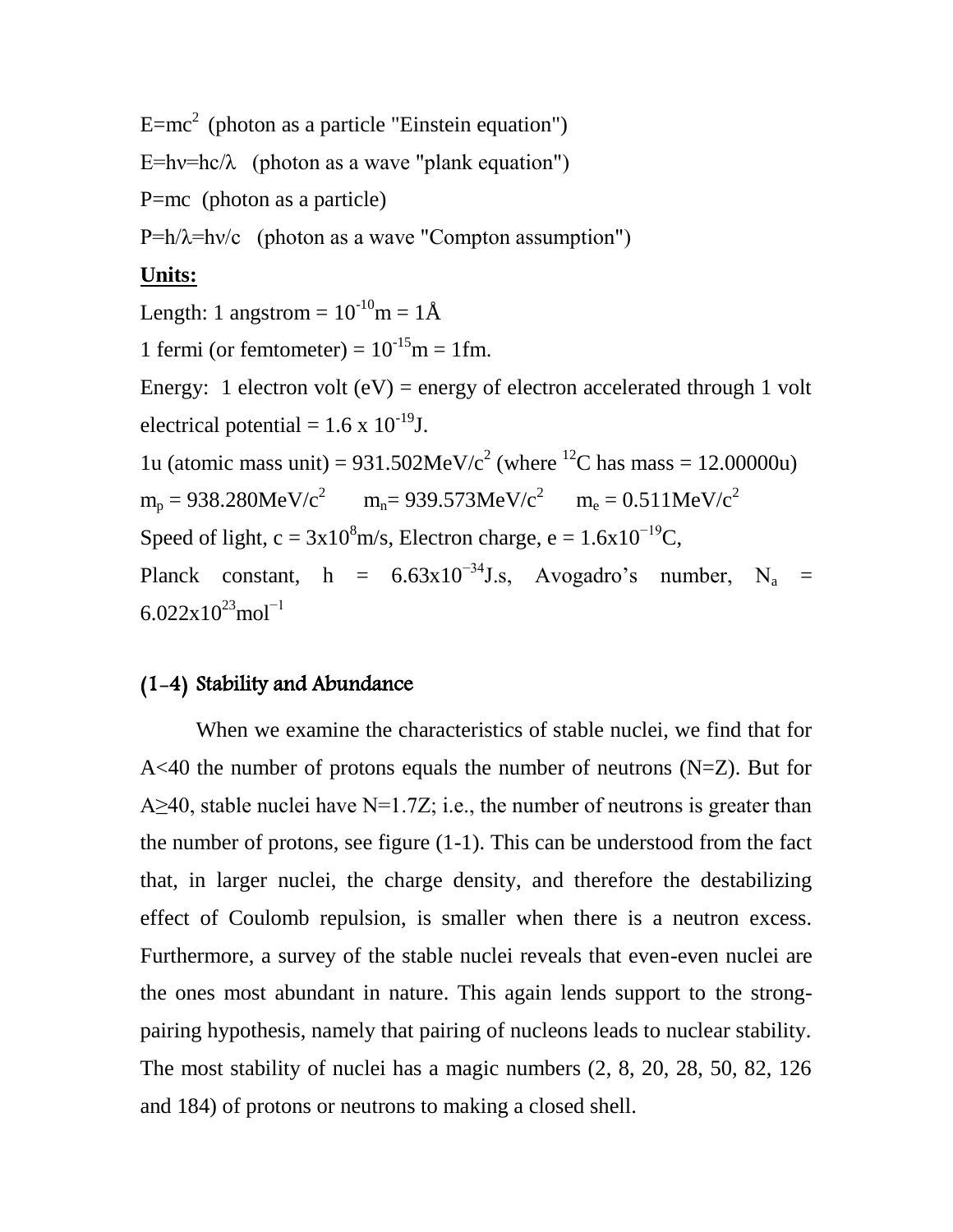$E=mc^2$ (photon as a particle "Einstein equation")

$E=h\nu=hc/\lambda$ (photon as a wave "plank equation")

$P=mc$ (photon as a particle)

$P=h/\lambda=h\nu/c$ (photon as a wave "Compton assumption")

**Units:**

Length: 1 angstrom = $10^{-10}$m = 1Å

1 fermi (or femtometer) = $10^{-15}$m = 1fm.

Energy: 1 electron volt (eV) = energy of electron accelerated through 1 volt electrical potential = $1.6 \times 10^{-19}$J.

1u (atomic mass unit) = 931.502MeV/$c^2$ (where $^{12}C$ has mass = 12.00000u)

$m_p$ = 938.280MeV/$c^2$ $m_n$= 939.573MeV/$c^2$ $m_e$ = 0.511MeV/$c^2$

Speed of light, c = $3\times10^8$m/s, Electron charge, e = $1.6\times10^{-19}$C,

Planck constant, h = $6.63\times10^{-34}$J.s, Avogadro's number, $N_a$ = $6.022\times10^{23}$mol$^{-1}$

## (1-4) Stability and Abundance

When we examine the characteristics of stable nuclei, we find that for A<40 the number of protons equals the number of neutrons (N=Z). But for A≥40, stable nuclei have N=1.7Z; i.e., the number of neutrons is greater than the number of protons, see figure (1-1). This can be understood from the fact that, in larger nuclei, the charge density, and therefore the destabilizing effect of Coulomb repulsion, is smaller when there is a neutron excess. Furthermore, a survey of the stable nuclei reveals that even-even nuclei are the ones most abundant in nature. This again lends support to the strong-pairing hypothesis, namely that pairing of nucleons leads to nuclear stability. The most stability of nuclei has a magic numbers (2, 8, 20, 28, 50, 82, 126 and 184) of protons or neutrons to making a closed shell.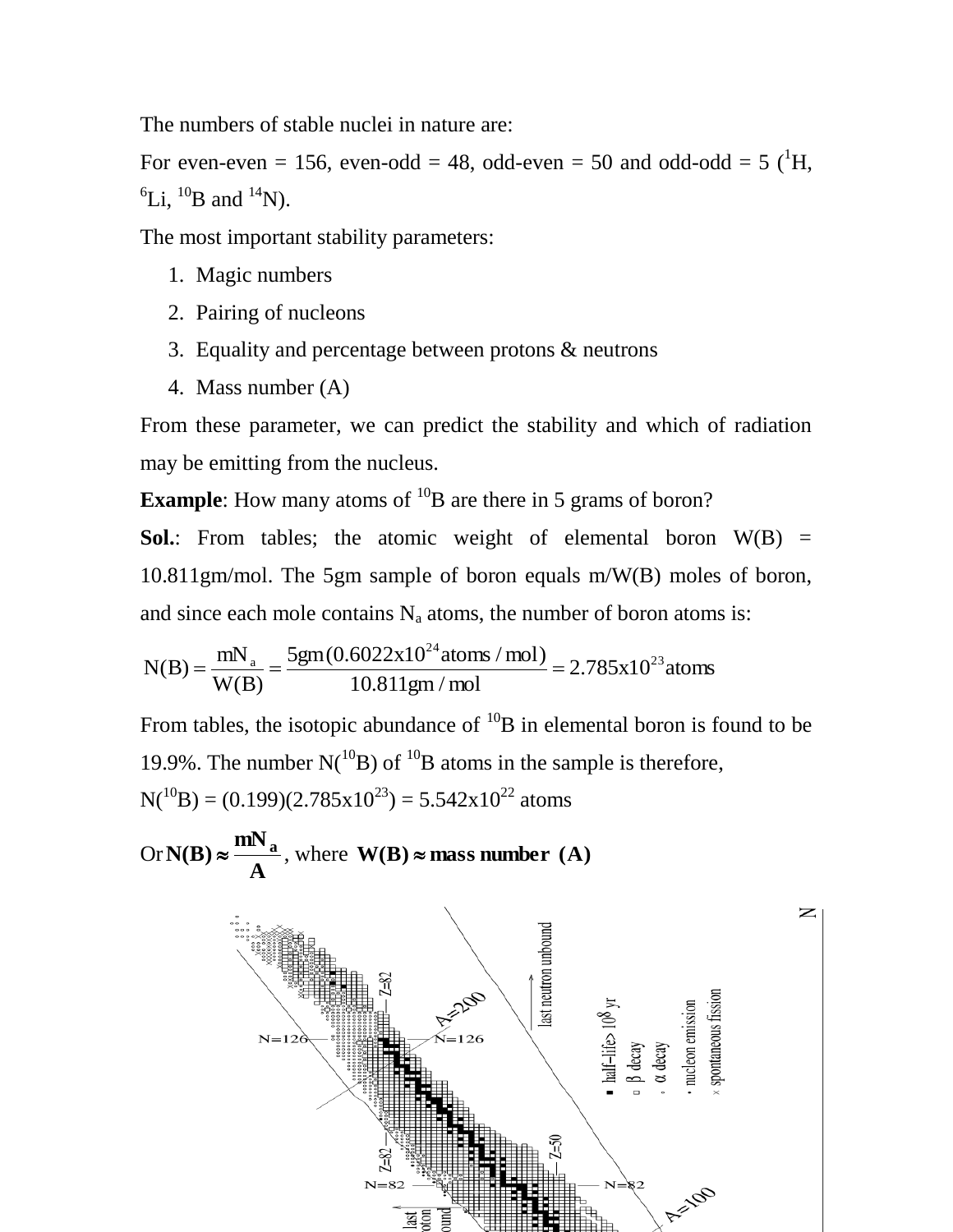The numbers of stable nuclei in nature are:

For even-even = 156, even-odd = 48, odd-even = 50 and odd-odd = 5 ($^{1}H$, $^{6}Li$, $^{10}B$ and $^{14}N$).

The most important stability parameters:

1. Magic numbers
2. Pairing of nucleons
3. Equality and percentage between protons & neutrons
4. Mass number (A)

From these parameter, we can predict the stability and which of radiation may be emitting from the nucleus.

**Example**: How many atoms of $^{10}B$ are there in 5 grams of boron?

**Sol.**: From tables; the atomic weight of elemental boron W(B) = 10.811gm/mol. The 5gm sample of boron equals m/W(B) moles of boron, and since each mole contains $N_a$ atoms, the number of boron atoms is:

$$N(B) = \frac{mN_a}{W(B)} = \frac{5gm(0.6022x10^{24} atoms/mol)}{10.811gm/mol} = 2.785x10^{23} atoms$$

From tables, the isotopic abundance of $^{10}B$ in elemental boron is found to be 19.9%. The number $N(^{10}B)$ of $^{10}B$ atoms in the sample is therefore,

$N(^{10}B) = (0.199)(2.785x10^{23}) = 5.542x10^{22}$ atoms

Or $\mathbf{N(B) \approx \frac{mN_a}{A}}$, where $\mathbf{W(B) \approx}$ **mass number (A)**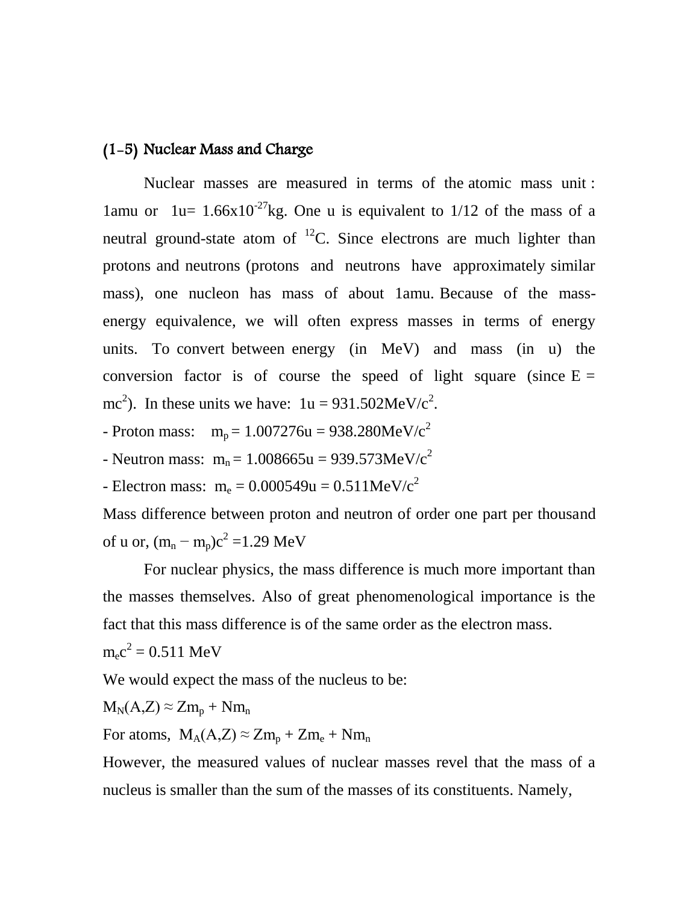### (1-5) Nuclear Mass and Charge

Nuclear masses are measured in terms of the atomic mass unit : 1amu or 1u= $1.66 \times 10^{-27}$kg. One u is equivalent to 1/12 of the mass of a neutral ground-state atom of $^{12}C$. Since electrons are much lighter than protons and neutrons (protons and neutrons have approximately similar mass), one nucleon has mass of about 1amu. Because of the mass-energy equivalence, we will often express masses in terms of energy units. To convert between energy (in MeV) and mass (in u) the conversion factor is of course the speed of light square (since $E = mc^2$). In these units we have: $1u = 931.502 MeV/c^2$.

- Proton mass: $m_p = 1.007276u = 938.280 MeV/c^2$
- Neutron mass: $m_n = 1.008665u = 939.573 MeV/c^2$
- Electron mass: $m_e = 0.000549u = 0.511 MeV/c^2$

Mass difference between proton and neutron of order one part per thousand of u or, $(m_n - m_p)c^2 = 1.29$ MeV

For nuclear physics, the mass difference is much more important than the masses themselves. Also of great phenomenological importance is the fact that this mass difference is of the same order as the electron mass.

$m_e c^2 = 0.511$ MeV

We would expect the mass of the nucleus to be:

$M_N(A,Z) \approx Zm_p + Nm_n$

For atoms, $M_A(A,Z) \approx Zm_p + Zm_e + Nm_n$

However, the measured values of nuclear masses revel that the mass of a nucleus is smaller than the sum of the masses of its constituents. Namely,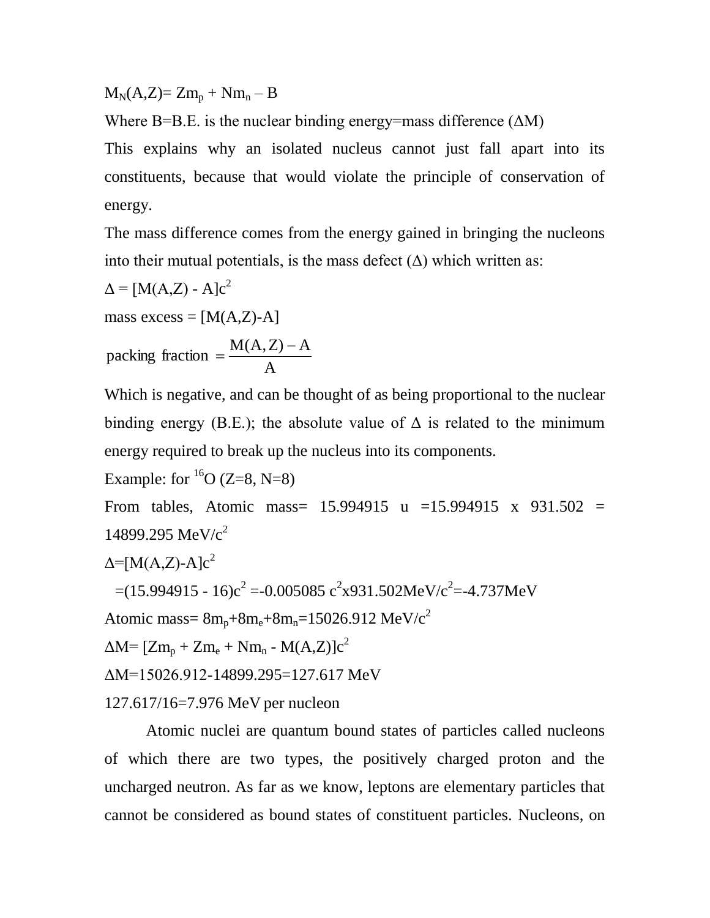$M_N(A,Z)= Zm_p + Nm_n – B$

Where B=B.E. is the nuclear binding energy=mass difference ($\Delta$M)

This explains why an isolated nucleus cannot just fall apart into its constituents, because that would violate the principle of conservation of energy.

The mass difference comes from the energy gained in bringing the nucleons into their mutual potentials, is the mass defect ($\Delta$) which written as:

$\Delta = [M(A,Z) - A]c^2$

mass excess = [M(A,Z)-A]

$$\text{packing fraction} = \frac{M(A,Z) - A}{A}$$

Which is negative, and can be thought of as being proportional to the nuclear binding energy (B.E.); the absolute value of $\Delta$ is related to the minimum energy required to break up the nucleus into its components.

Example: for $^{16}O$ (Z=8, N=8)

From tables, Atomic mass= 15.994915 u =15.994915 x 931.502 = 14899.295 $MeV/c^2$

$\Delta=[M(A,Z)-A]c^2$

$=(15.994915 - 16)c^2 =-0.005085\ c^2 x 931.502 MeV/c^2=-4.737 MeV$

Atomic mass= $8m_p+8m_e+8m_n$=15026.912 $MeV/c^2$

$\Delta M= [Zm_p + Zm_e + Nm_n - M(A,Z)]c^2$

$\Delta$M=15026.912-14899.295=127.617 MeV

127.617/16=7.976 MeV per nucleon

Atomic nuclei are quantum bound states of particles called nucleons of which there are two types, the positively charged proton and the uncharged neutron. As far as we know, leptons are elementary particles that cannot be considered as bound states of constituent particles. Nucleons, on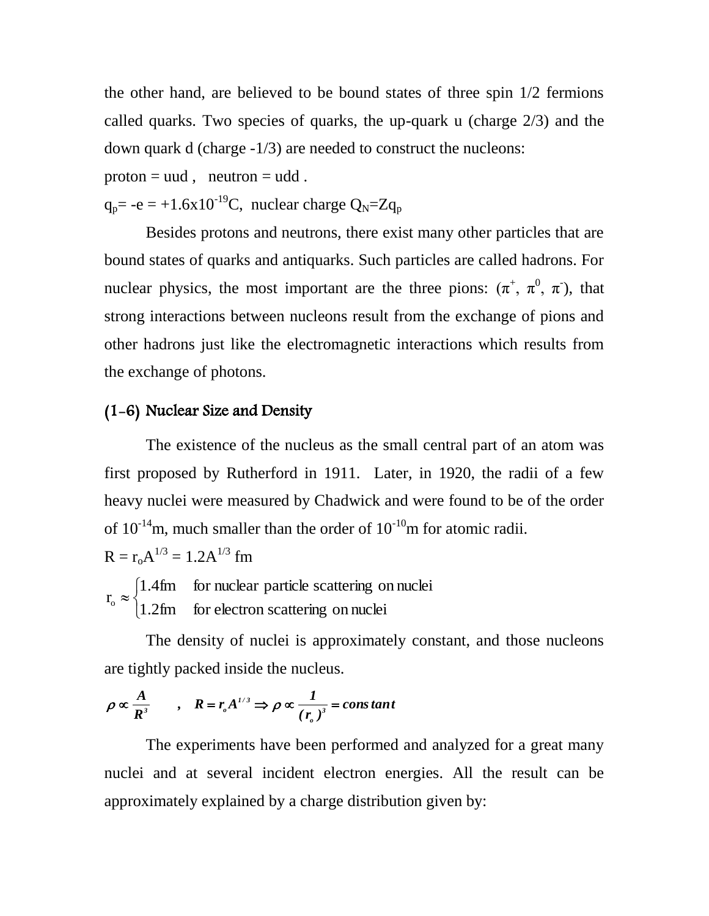the other hand, are believed to be bound states of three spin 1/2 fermions called quarks. Two species of quarks, the up-quark u (charge 2/3) and the down quark d (charge -1/3) are needed to construct the nucleons:

proton = uud ,   neutron = udd .

$q_p$= -e = +1.6x10$^{-19}$C,  nuclear charge $Q_N$=$Zq_p$

Besides protons and neutrons, there exist many other particles that are bound states of quarks and antiquarks. Such particles are called hadrons. For nuclear physics, the most important are the three pions: ($\pi^+$, $\pi^0$, $\pi^-$), that strong interactions between nucleons result from the exchange of pions and other hadrons just like the electromagnetic interactions which results from the exchange of photons.

## (1-6) Nuclear Size and Density

The existence of the nucleus as the small central part of an atom was first proposed by Rutherford in 1911.  Later, in 1920, the radii of a few heavy nuclei were measured by Chadwick and were found to be of the order of $10^{-14}$m, much smaller than the order of $10^{-10}$m for atomic radii.

$R = r_o A^{1/3} = 1.2A^{1/3}$ fm

$$r_o \approx \begin{cases} 1.4\text{fm} & \text{for nuclear particle scattering on nuclei} \\ 1.2\text{fm} & \text{for electron scattering on nuclei} \end{cases}$$

The density of nuclei is approximately constant, and those nucleons are tightly packed inside the nucleus.

$$\rho \propto \frac{A}{R^3} \quad , \quad R = r_o A^{1/3} \Rightarrow \rho \propto \frac{1}{(r_o)^3} = constant$$

The experiments have been performed and analyzed for a great many nuclei and at several incident electron energies. All the result can be approximately explained by a charge distribution given by: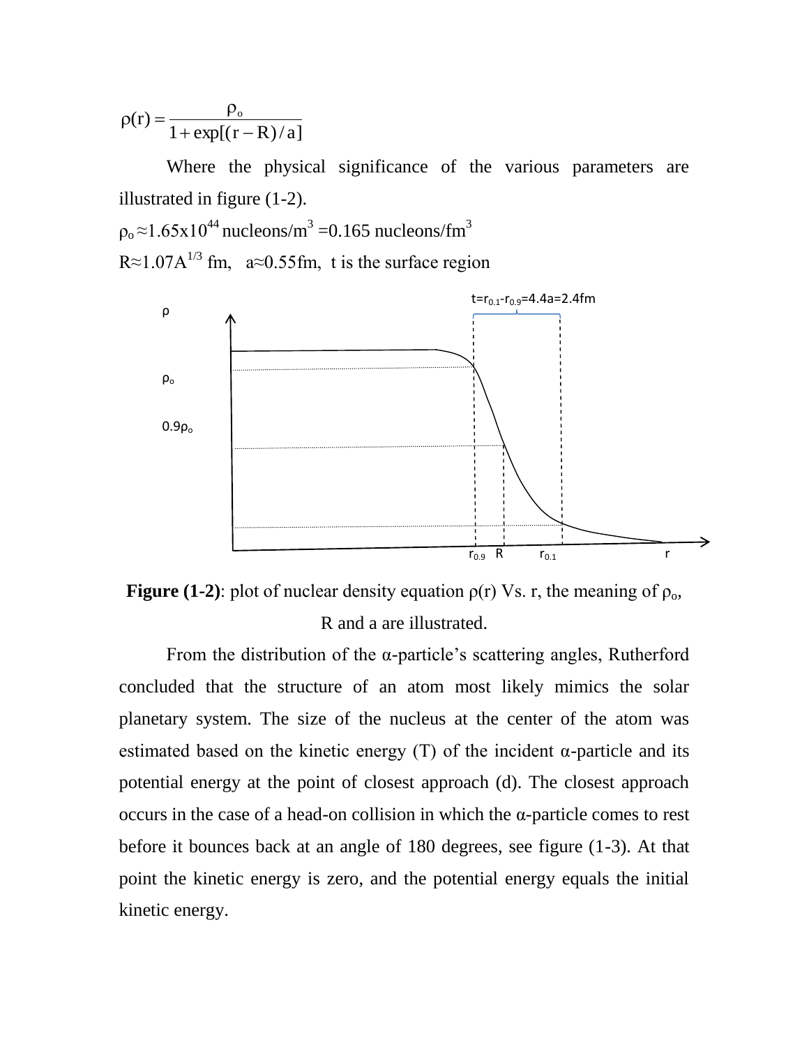$$\rho(r) = \frac{\rho_o}{1 + \exp[(r - R)/a]}$$

Where the physical significance of the various parameters are illustrated in figure (1-2).

$\rho_o \approx 1.65\text{x}10^{44}$ nucleons/m$^3$ =0.165 nucleons/fm$^3$

$R \approx 1.07A^{1/3}$ fm, $a \approx 0.55$fm, t is the surface region

**Figure (1-2)**: plot of nuclear density equation $\rho(r)$ Vs. r, the meaning of $\rho_o$, R and a are illustrated.

From the distribution of the α-particle's scattering angles, Rutherford concluded that the structure of an atom most likely mimics the solar planetary system. The size of the nucleus at the center of the atom was estimated based on the kinetic energy (T) of the incident α-particle and its potential energy at the point of closest approach (d). The closest approach occurs in the case of a head-on collision in which the α-particle comes to rest before it bounces back at an angle of 180 degrees, see figure (1-3). At that point the kinetic energy is zero, and the potential energy equals the initial kinetic energy.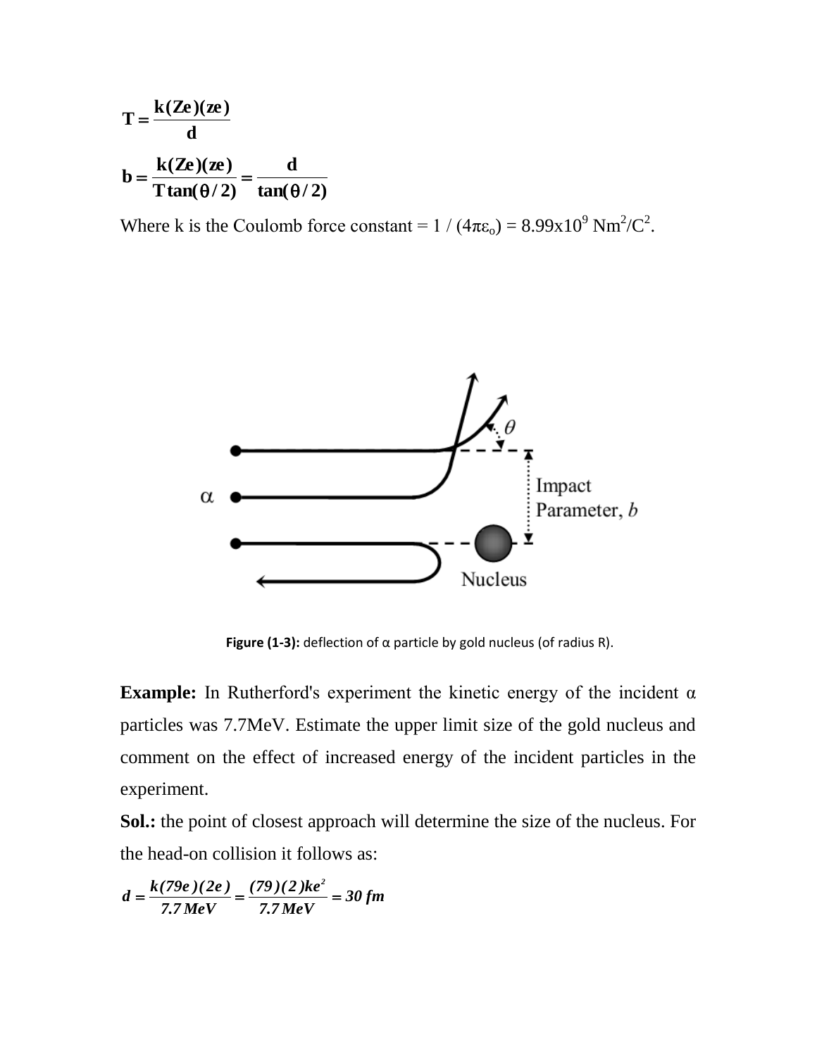$$\mathbf{T = \frac{k(Ze)(ze)}{d}}$$

$$\mathbf{b = \frac{k(Ze)(ze)}{T\tan(\theta/2)} = \frac{d}{\tan(\theta/2)}}$$

Where k is the Coulomb force constant = $1/(4\pi\varepsilon_o) = 8.99\text{x}10^9\ \text{Nm}^2/\text{C}^2$.

**Figure (1-3):** deflection of α particle by gold nucleus (of radius R).

**Example:** In Rutherford's experiment the kinetic energy of the incident α particles was 7.7MeV. Estimate the upper limit size of the gold nucleus and comment on the effect of increased energy of the incident particles in the experiment.

**Sol.:** the point of closest approach will determine the size of the nucleus. For the head-on collision it follows as:

$$d = \frac{k(79e)(2e)}{7.7\,MeV} = \frac{(79)(2)ke^2}{7.7\,MeV} = 30\ fm$$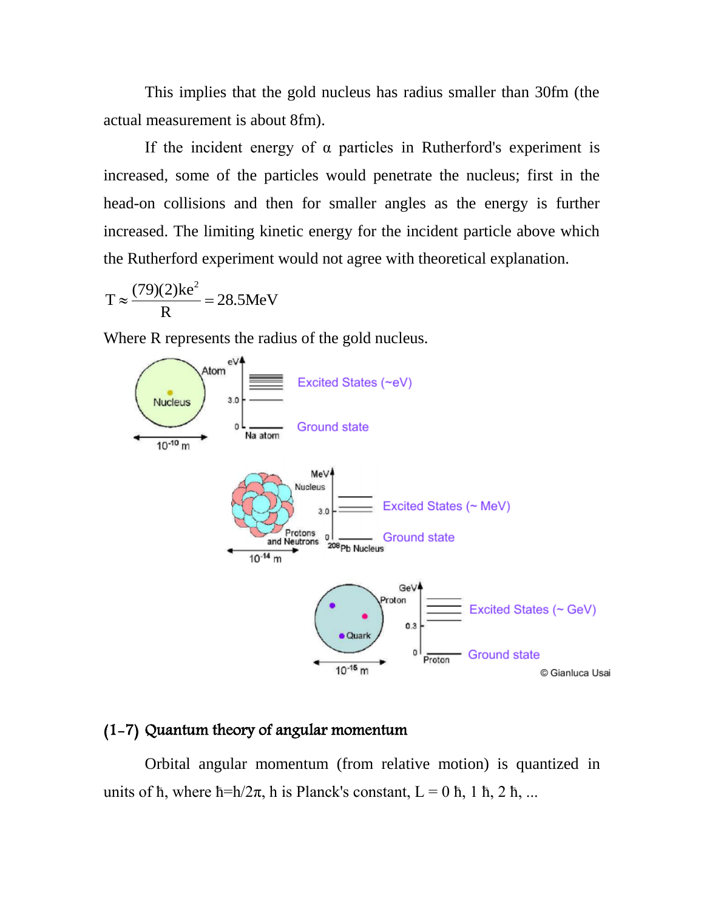This implies that the gold nucleus has radius smaller than 30fm (the actual measurement is about 8fm).

If the incident energy of α particles in Rutherford's experiment is increased, some of the particles would penetrate the nucleus; first in the head-on collisions and then for smaller angles as the energy is further increased. The limiting kinetic energy for the incident particle above which the Rutherford experiment would not agree with theoretical explanation.

$$T \approx \frac{(79)(2)ke^2}{R} = 28.5\text{MeV}$$

Where R represents the radius of the gold nucleus.

## (1-7) Quantum theory of angular momentum

Orbital angular momentum (from relative motion) is quantized in units of ħ, where ħ=h/2π, h is Planck's constant, L = 0 ħ, 1 ħ, 2 ħ, ...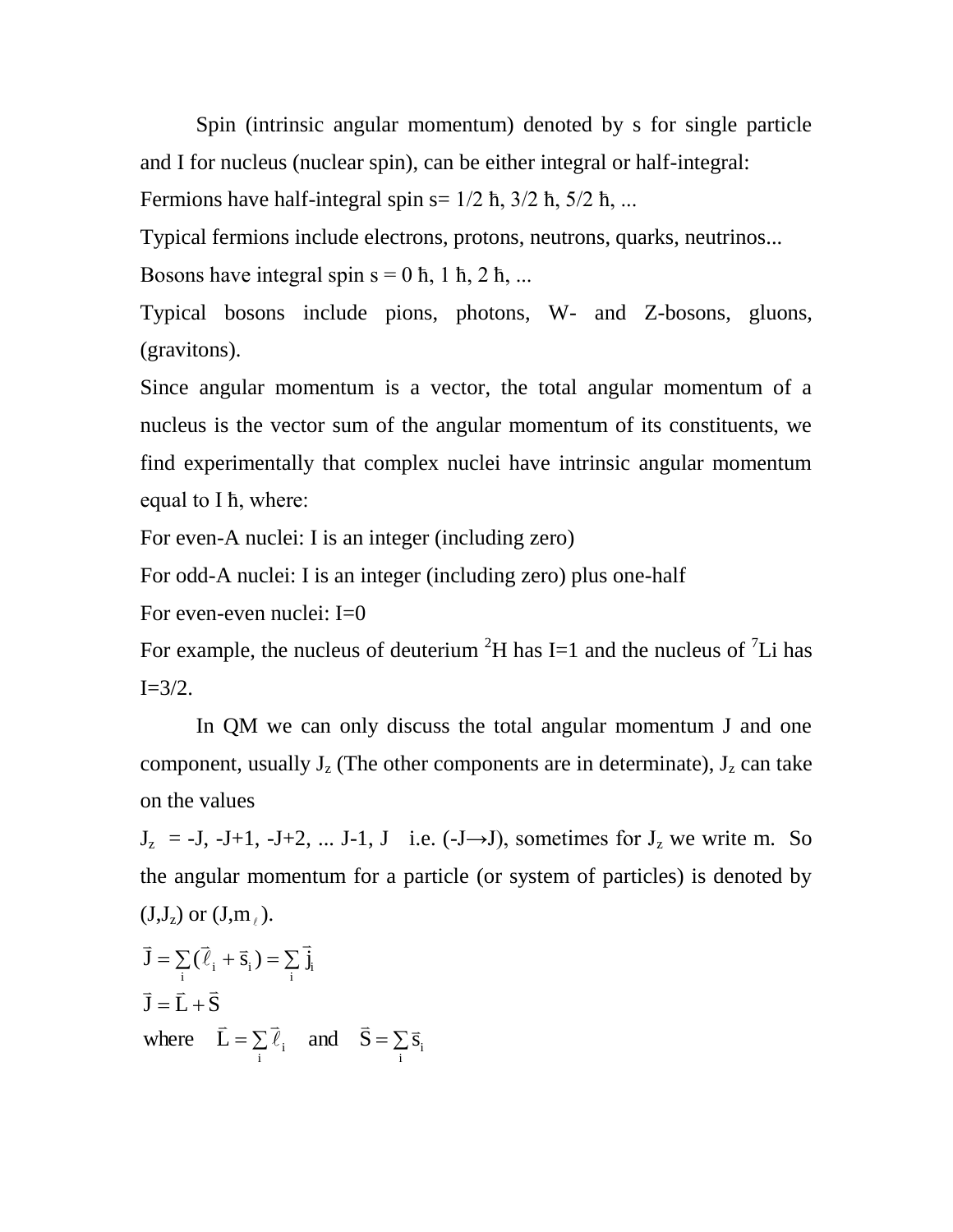Spin (intrinsic angular momentum) denoted by s for single particle and I for nucleus (nuclear spin), can be either integral or half-integral:

Fermions have half-integral spin s= 1/2 ħ, 3/2 ħ, 5/2 ħ, ...

Typical fermions include electrons, protons, neutrons, quarks, neutrinos...

Bosons have integral spin s = 0 ħ, 1 ħ, 2 ħ, ...

Typical bosons include pions, photons, W- and Z-bosons, gluons, (gravitons).

Since angular momentum is a vector, the total angular momentum of a nucleus is the vector sum of the angular momentum of its constituents, we find experimentally that complex nuclei have intrinsic angular momentum equal to I ħ, where:

For even-A nuclei: I is an integer (including zero)

For odd-A nuclei: I is an integer (including zero) plus one-half

For even-even nuclei: I=0

For example, the nucleus of deuterium $^{2}H$ has I=1 and the nucleus of $^{7}Li$ has I=3/2.

In QM we can only discuss the total angular momentum J and one component, usually $J_z$ (The other components are in determinate), $J_z$ can take on the values

$J_z$ = -J, -J+1, -J+2, ... J-1, J   i.e. (-J→J), sometimes for $J_z$ we write m. So the angular momentum for a particle (or system of particles) is denoted by $(J,J_z)$ or $(J,m_\ell)$.

$$\vec{J} = \sum_i (\vec{\ell}_i + \vec{s}_i) = \sum_i \vec{j}_i$$

$$\vec{J} = \vec{L} + \vec{S}$$

where $\vec{L} = \sum_i \vec{\ell}_i$ and $\vec{S} = \sum_i \vec{s}_i$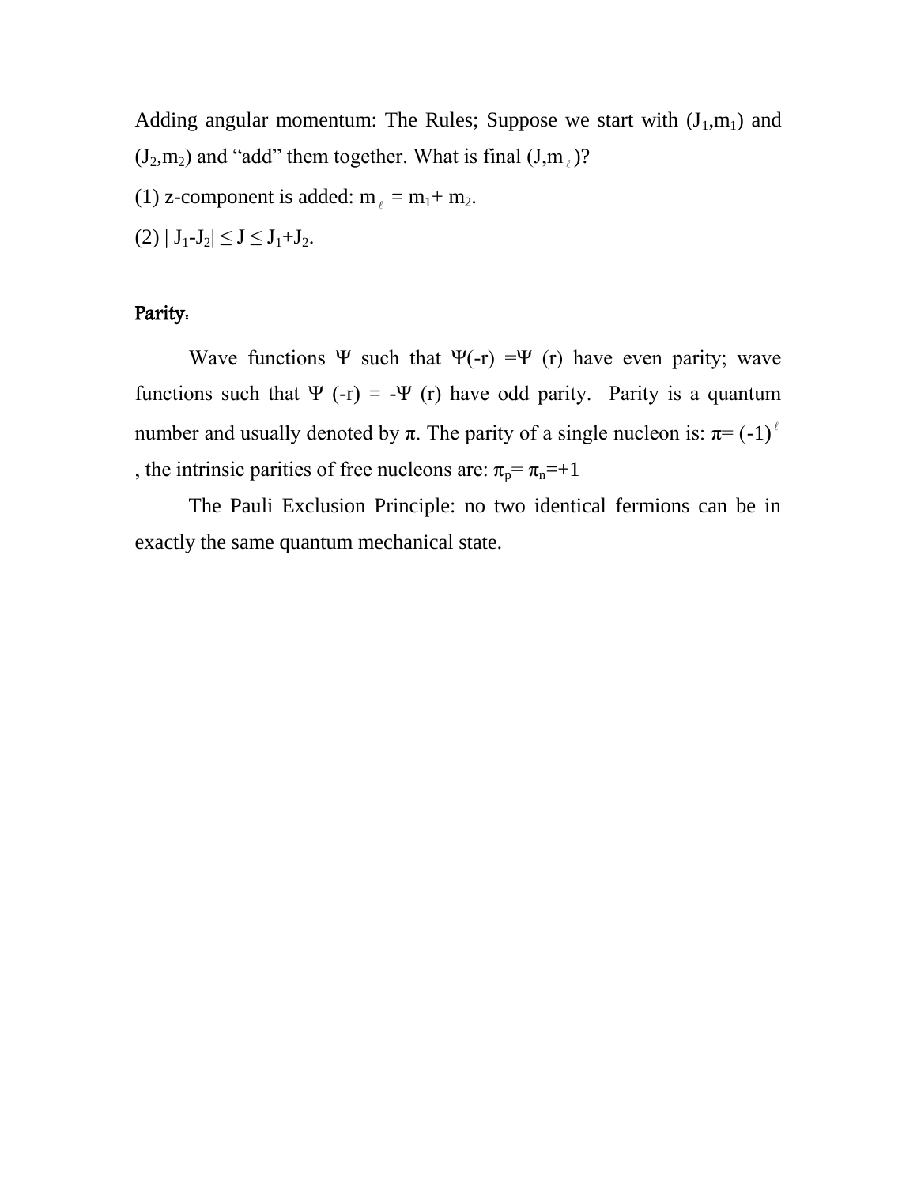Adding angular momentum: The Rules; Suppose we start with $(J_1,m_1)$ and $(J_2,m_2)$ and "add" them together. What is final $(J,m_\ell)$?

(1) z-component is added: $m_\ell = m_1 + m_2$.

(2) $|J_1-J_2| \leq J \leq J_1+J_2$.

**Parity:**

Wave functions $\Psi$ such that $\Psi(-r) = \Psi(r)$ have even parity; wave functions such that $\Psi(-r) = -\Psi(r)$ have odd parity. Parity is a quantum number and usually denoted by $\pi$. The parity of a single nucleon is: $\pi = (-1)^\ell$, the intrinsic parities of free nucleons are: $\pi_p = \pi_n = +1$

The Pauli Exclusion Principle: no two identical fermions can be in exactly the same quantum mechanical state.